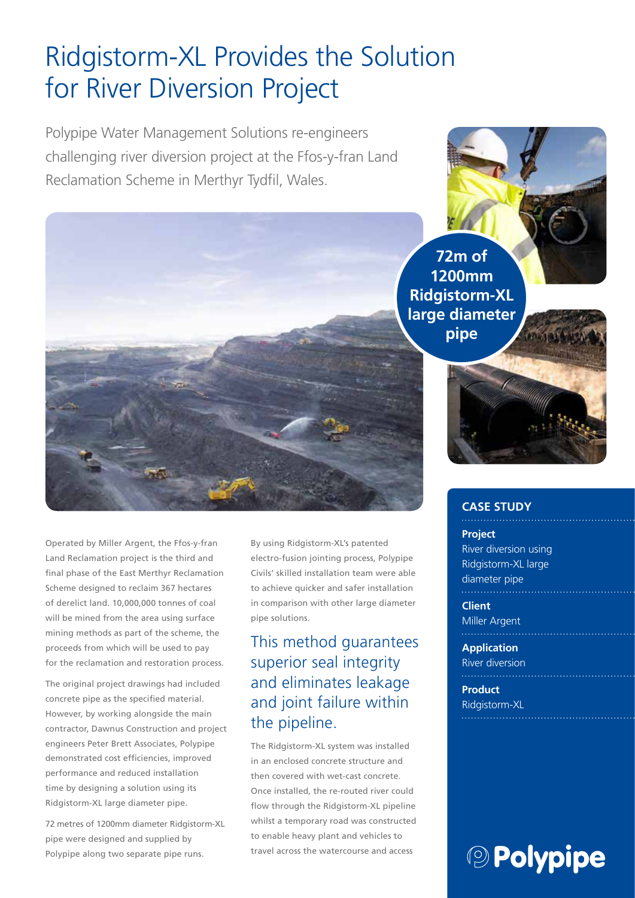# Ridgistorm-XL Provides the Solution for River Diversion Project

Polypipe Water Management Solutions re-engineers challenging river diversion project at the Ffos-y-fran Land Reclamation Scheme in Merthyr Tydfil, Wales.

**72m of 1200mm Ridgistorm-XL large diameter pipe**

Operated by Miller Argent, the Ffos-y-fran Land Reclamation project is the third and final phase of the East Merthyr Reclamation Scheme designed to reclaim 367 hectares of derelict land. 10,000,000 tonnes of coal will be mined from the area using surface mining methods as part of the scheme, the proceeds from which will be used to pay for the reclamation and restoration process.

The original project drawings had included concrete pipe as the specified material. However, by working alongside the main contractor, Dawnus Construction and project engineers Peter Brett Associates, Polypipe demonstrated cost efficiencies, improved performance and reduced installation time by designing a solution using its Ridgistorm-XL large diameter pipe.

72 metres of 1200mm diameter Ridgistorm-XL pipe were designed and supplied by Polypipe along two separate pipe runs.

By using Ridgistorm-XL's patented electro-fusion jointing process, Polypipe Civils' skilled installation team were able to achieve quicker and safer installation in comparison with other large diameter pipe solutions.

## This method guarantees superior seal integrity and eliminates leakage and joint failure within the pipeline.

The Ridgistorm-XL system was installed in an enclosed concrete structure and then covered with wet-cast concrete. Once installed, the re-routed river could flow through the Ridgistorm-XL pipeline whilst a temporary road was constructed to enable heavy plant and vehicles to travel across the watercourse and access

### CASE STUDY

**Project**
River diversion using Ridgistorm-XL large diameter pipe

**Client**
Miller Argent

**Application**
River diversion

**Product**
Ridgistorm-XL

Polypipe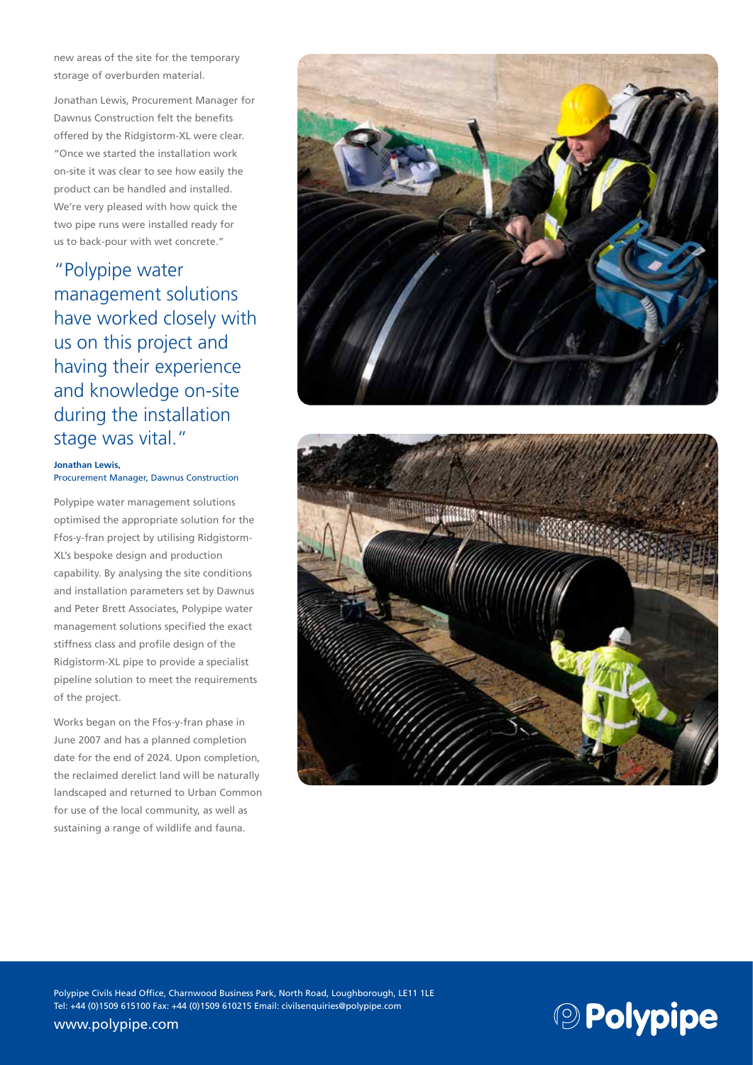new areas of the site for the temporary storage of overburden material.

Jonathan Lewis, Procurement Manager for Dawnus Construction felt the benefits offered by the Ridgistorm-XL were clear. "Once we started the installation work on-site it was clear to see how easily the product can be handled and installed. We're very pleased with how quick the two pipe runs were installed ready for us to back-pour with wet concrete."

> "Polypipe water management solutions have worked closely with us on this project and having their experience and knowledge on-site during the installation stage was vital."
>
> **Jonathan Lewis,**
> Procurement Manager, Dawnus Construction

Polypipe water management solutions optimised the appropriate solution for the Ffos-y-fran project by utilising Ridgistorm-XL's bespoke design and production capability. By analysing the site conditions and installation parameters set by Dawnus and Peter Brett Associates, Polypipe water management solutions specified the exact stiffness class and profile design of the Ridgistorm-XL pipe to provide a specialist pipeline solution to meet the requirements of the project.

Works began on the Ffos-y-fran phase in June 2007 and has a planned completion date for the end of 2024. Upon completion, the reclaimed derelict land will be naturally landscaped and returned to Urban Common for use of the local community, as well as sustaining a range of wildlife and fauna.

Polypipe Civils Head Office, Charnwood Business Park, North Road, Loughborough, LE11 1LE
Tel: +44 (0)1509 615100 Fax: +44 (0)1509 610215 Email: civilsenquiries@polypipe.com

www.polypipe.com

Polypipe